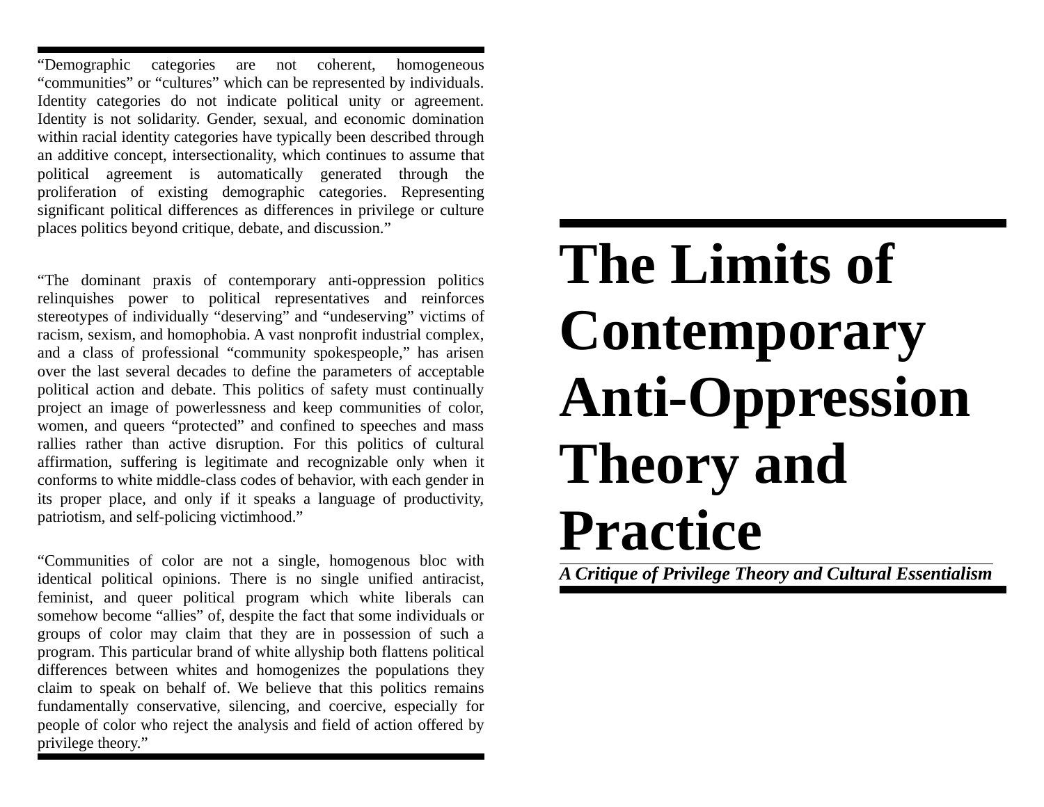# The Limits of Contemporary Anti-Oppression Theory and Practice

***A Critique of Privilege Theory and Cultural Essentialism***

"Demographic categories are not coherent, homogeneous "communities" or "cultures" which can be represented by individuals. Identity categories do not indicate political unity or agreement. Identity is not solidarity. Gender, sexual, and economic domination within racial identity categories have typically been described through an additive concept, intersectionality, which continues to assume that political agreement is automatically generated through the proliferation of existing demographic categories. Representing significant political differences as differences in privilege or culture places politics beyond critique, debate, and discussion."

"The dominant praxis of contemporary anti-oppression politics relinquishes power to political representatives and reinforces stereotypes of individually "deserving" and "undeserving" victims of racism, sexism, and homophobia. A vast nonprofit industrial complex, and a class of professional "community spokespeople," has arisen over the last several decades to define the parameters of acceptable political action and debate. This politics of safety must continually project an image of powerlessness and keep communities of color, women, and queers "protected" and confined to speeches and mass rallies rather than active disruption. For this politics of cultural affirmation, suffering is legitimate and recognizable only when it conforms to white middle-class codes of behavior, with each gender in its proper place, and only if it speaks a language of productivity, patriotism, and self-policing victimhood."

"Communities of color are not a single, homogenous bloc with identical political opinions. There is no single unified antiracist, feminist, and queer political program which white liberals can somehow become "allies" of, despite the fact that some individuals or groups of color may claim that they are in possession of such a program. This particular brand of white allyship both flattens political differences between whites and homogenizes the populations they claim to speak on behalf of. We believe that this politics remains fundamentally conservative, silencing, and coercive, especially for people of color who reject the analysis and field of action offered by privilege theory."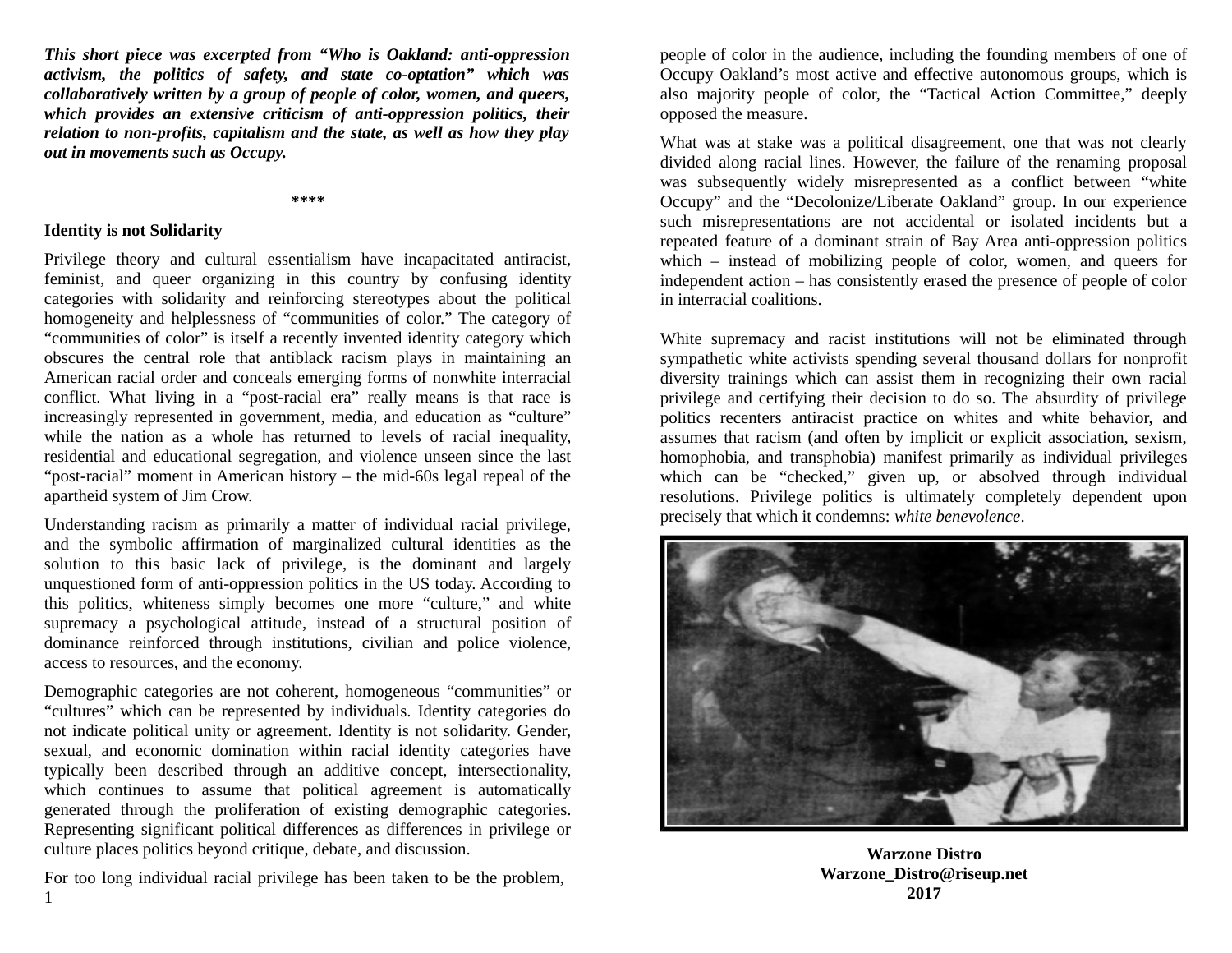***This short piece was excerpted from "Who is Oakland: anti-oppression activism, the politics of safety, and state co-optation" which was collaboratively written by a group of people of color, women, and queers, which provides an extensive criticism of anti-oppression politics, their relation to non-profits, capitalism and the state, as well as how they play out in movements such as Occupy.***

****

**Identity is not Solidarity**

Privilege theory and cultural essentialism have incapacitated antiracist, feminist, and queer organizing in this country by confusing identity categories with solidarity and reinforcing stereotypes about the political homogeneity and helplessness of "communities of color." The category of "communities of color" is itself a recently invented identity category which obscures the central role that antiblack racism plays in maintaining an American racial order and conceals emerging forms of nonwhite interracial conflict. What living in a "post-racial era" really means is that race is increasingly represented in government, media, and education as "culture" while the nation as a whole has returned to levels of racial inequality, residential and educational segregation, and violence unseen since the last "post-racial" moment in American history – the mid-60s legal repeal of the apartheid system of Jim Crow.

Understanding racism as primarily a matter of individual racial privilege, and the symbolic affirmation of marginalized cultural identities as the solution to this basic lack of privilege, is the dominant and largely unquestioned form of anti-oppression politics in the US today. According to this politics, whiteness simply becomes one more "culture," and white supremacy a psychological attitude, instead of a structural position of dominance reinforced through institutions, civilian and police violence, access to resources, and the economy.

Demographic categories are not coherent, homogeneous "communities" or "cultures" which can be represented by individuals. Identity categories do not indicate political unity or agreement. Identity is not solidarity. Gender, sexual, and economic domination within racial identity categories have typically been described through an additive concept, intersectionality, which continues to assume that political agreement is automatically generated through the proliferation of existing demographic categories. Representing significant political differences as differences in privilege or culture places politics beyond critique, debate, and discussion.

For too long individual racial privilege has been taken to be the problem, people of color in the audience, including the founding members of one of Occupy Oakland's most active and effective autonomous groups, which is also majority people of color, the "Tactical Action Committee," deeply opposed the measure.

What was at stake was a political disagreement, one that was not clearly divided along racial lines. However, the failure of the renaming proposal was subsequently widely misrepresented as a conflict between "white Occupy" and the "Decolonize/Liberate Oakland" group. In our experience such misrepresentations are not accidental or isolated incidents but a repeated feature of a dominant strain of Bay Area anti-oppression politics which – instead of mobilizing people of color, women, and queers for independent action – has consistently erased the presence of people of color in interracial coalitions.

White supremacy and racist institutions will not be eliminated through sympathetic white activists spending several thousand dollars for nonprofit diversity trainings which can assist them in recognizing their own racial privilege and certifying their decision to do so. The absurdity of privilege politics recenters antiracist practice on whites and white behavior, and assumes that racism (and often by implicit or explicit association, sexism, homophobia, and transphobia) manifest primarily as individual privileges which can be "checked," given up, or absolved through individual resolutions. Privilege politics is ultimately completely dependent upon precisely that which it condemns: *white benevolence*.

**Warzone Distro**
**Warzone_Distro@riseup.net**
**2017**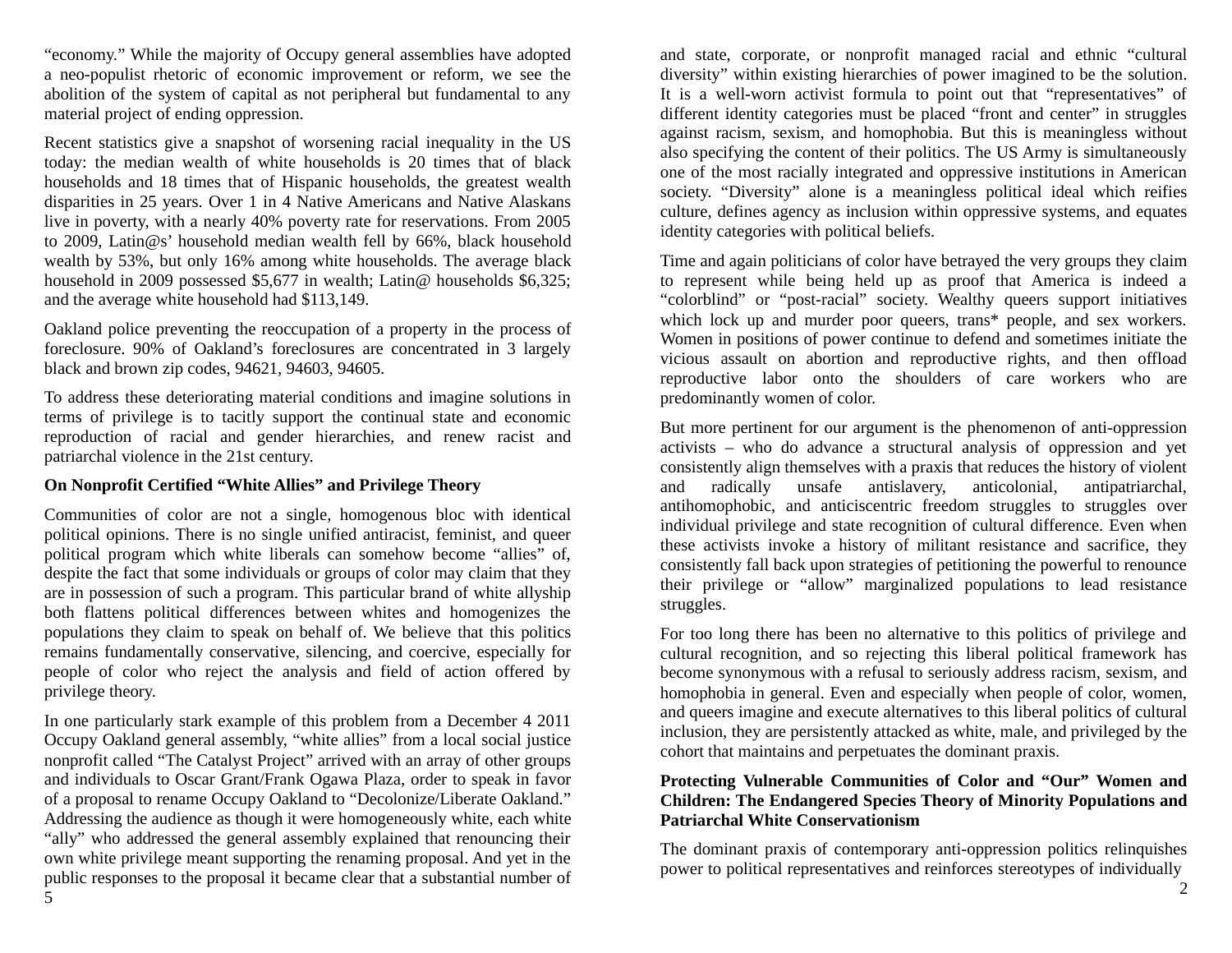"economy." While the majority of Occupy general assemblies have adopted a neo-populist rhetoric of economic improvement or reform, we see the abolition of the system of capital as not peripheral but fundamental to any material project of ending oppression.

Recent statistics give a snapshot of worsening racial inequality in the US today: the median wealth of white households is 20 times that of black households and 18 times that of Hispanic households, the greatest wealth disparities in 25 years. Over 1 in 4 Native Americans and Native Alaskans live in poverty, with a nearly 40% poverty rate for reservations. From 2005 to 2009, Latin@s' household median wealth fell by 66%, black household wealth by 53%, but only 16% among white households. The average black household in 2009 possessed $5,677 in wealth; Latin@ households $6,325; and the average white household had $113,149.

Oakland police preventing the reoccupation of a property in the process of foreclosure. 90% of Oakland's foreclosures are concentrated in 3 largely black and brown zip codes, 94621, 94603, 94605.

To address these deteriorating material conditions and imagine solutions in terms of privilege is to tacitly support the continual state and economic reproduction of racial and gender hierarchies, and renew racist and patriarchal violence in the 21st century.

**On Nonprofit Certified "White Allies" and Privilege Theory**

Communities of color are not a single, homogenous bloc with identical political opinions. There is no single unified antiracist, feminist, and queer political program which white liberals can somehow become "allies" of, despite the fact that some individuals or groups of color may claim that they are in possession of such a program. This particular brand of white allyship both flattens political differences between whites and homogenizes the populations they claim to speak on behalf of. We believe that this politics remains fundamentally conservative, silencing, and coercive, especially for people of color who reject the analysis and field of action offered by privilege theory.

In one particularly stark example of this problem from a December 4 2011 Occupy Oakland general assembly, "white allies" from a local social justice nonprofit called "The Catalyst Project" arrived with an array of other groups and individuals to Oscar Grant/Frank Ogawa Plaza, order to speak in favor of a proposal to rename Occupy Oakland to "Decolonize/Liberate Oakland." Addressing the audience as though it were homogeneously white, each white "ally" who addressed the general assembly explained that renouncing their own white privilege meant supporting the renaming proposal. And yet in the public responses to the proposal it became clear that a substantial number of

and state, corporate, or nonprofit managed racial and ethnic "cultural diversity" within existing hierarchies of power imagined to be the solution. It is a well-worn activist formula to point out that "representatives" of different identity categories must be placed "front and center" in struggles against racism, sexism, and homophobia. But this is meaningless without also specifying the content of their politics. The US Army is simultaneously one of the most racially integrated and oppressive institutions in American society. "Diversity" alone is a meaningless political ideal which reifies culture, defines agency as inclusion within oppressive systems, and equates identity categories with political beliefs.

Time and again politicians of color have betrayed the very groups they claim to represent while being held up as proof that America is indeed a "colorblind" or "post-racial" society. Wealthy queers support initiatives which lock up and murder poor queers, trans* people, and sex workers. Women in positions of power continue to defend and sometimes initiate the vicious assault on abortion and reproductive rights, and then offload reproductive labor onto the shoulders of care workers who are predominantly women of color.

But more pertinent for our argument is the phenomenon of anti-oppression activists – who do advance a structural analysis of oppression and yet consistently align themselves with a praxis that reduces the history of violent and radically unsafe antislavery, anticolonial, antipatriarchal, antihomophobic, and anticiscentric freedom struggles to struggles over individual privilege and state recognition of cultural difference. Even when these activists invoke a history of militant resistance and sacrifice, they consistently fall back upon strategies of petitioning the powerful to renounce their privilege or "allow" marginalized populations to lead resistance struggles.

For too long there has been no alternative to this politics of privilege and cultural recognition, and so rejecting this liberal political framework has become synonymous with a refusal to seriously address racism, sexism, and homophobia in general. Even and especially when people of color, women, and queers imagine and execute alternatives to this liberal politics of cultural inclusion, they are persistently attacked as white, male, and privileged by the cohort that maintains and perpetuates the dominant praxis.

**Protecting Vulnerable Communities of Color and "Our" Women and Children: The Endangered Species Theory of Minority Populations and Patriarchal White Conservationism**

The dominant praxis of contemporary anti-oppression politics relinquishes power to political representatives and reinforces stereotypes of individually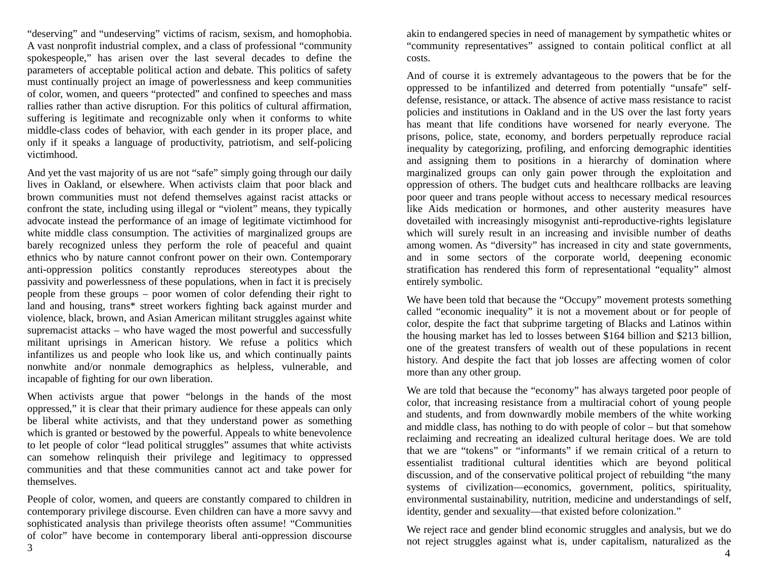"deserving" and "undeserving" victims of racism, sexism, and homophobia. A vast nonprofit industrial complex, and a class of professional "community spokespeople," has arisen over the last several decades to define the parameters of acceptable political action and debate. This politics of safety must continually project an image of powerlessness and keep communities of color, women, and queers "protected" and confined to speeches and mass rallies rather than active disruption. For this politics of cultural affirmation, suffering is legitimate and recognizable only when it conforms to white middle-class codes of behavior, with each gender in its proper place, and only if it speaks a language of productivity, patriotism, and self-policing victimhood.

And yet the vast majority of us are not "safe" simply going through our daily lives in Oakland, or elsewhere. When activists claim that poor black and brown communities must not defend themselves against racist attacks or confront the state, including using illegal or "violent" means, they typically advocate instead the performance of an image of legitimate victimhood for white middle class consumption. The activities of marginalized groups are barely recognized unless they perform the role of peaceful and quaint ethnics who by nature cannot confront power on their own. Contemporary anti-oppression politics constantly reproduces stereotypes about the passivity and powerlessness of these populations, when in fact it is precisely people from these groups – poor women of color defending their right to land and housing, trans* street workers fighting back against murder and violence, black, brown, and Asian American militant struggles against white supremacist attacks – who have waged the most powerful and successfully militant uprisings in American history. We refuse a politics which infantilizes us and people who look like us, and which continually paints nonwhite and/or nonmale demographics as helpless, vulnerable, and incapable of fighting for our own liberation.

When activists argue that power "belongs in the hands of the most oppressed," it is clear that their primary audience for these appeals can only be liberal white activists, and that they understand power as something which is granted or bestowed by the powerful. Appeals to white benevolence to let people of color "lead political struggles" assumes that white activists can somehow relinquish their privilege and legitimacy to oppressed communities and that these communities cannot act and take power for themselves.

People of color, women, and queers are constantly compared to children in contemporary privilege discourse. Even children can have a more savvy and sophisticated analysis than privilege theorists often assume! "Communities of color" have become in contemporary liberal anti-oppression discourse akin to endangered species in need of management by sympathetic whites or "community representatives" assigned to contain political conflict at all costs.

And of course it is extremely advantageous to the powers that be for the oppressed to be infantilized and deterred from potentially "unsafe" self-defense, resistance, or attack. The absence of active mass resistance to racist policies and institutions in Oakland and in the US over the last forty years has meant that life conditions have worsened for nearly everyone. The prisons, police, state, economy, and borders perpetually reproduce racial inequality by categorizing, profiling, and enforcing demographic identities and assigning them to positions in a hierarchy of domination where marginalized groups can only gain power through the exploitation and oppression of others. The budget cuts and healthcare rollbacks are leaving poor queer and trans people without access to necessary medical resources like Aids medication or hormones, and other austerity measures have dovetailed with increasingly misogynist anti-reproductive-rights legislature which will surely result in an increasing and invisible number of deaths among women. As "diversity" has increased in city and state governments, and in some sectors of the corporate world, deepening economic stratification has rendered this form of representational "equality" almost entirely symbolic.

We have been told that because the "Occupy" movement protests something called "economic inequality" it is not a movement about or for people of color, despite the fact that subprime targeting of Blacks and Latinos within the housing market has led to losses between $164 billion and $213 billion, one of the greatest transfers of wealth out of these populations in recent history. And despite the fact that job losses are affecting women of color more than any other group.

We are told that because the "economy" has always targeted poor people of color, that increasing resistance from a multiracial cohort of young people and students, and from downwardly mobile members of the white working and middle class, has nothing to do with people of color – but that somehow reclaiming and recreating an idealized cultural heritage does. We are told that we are "tokens" or "informants" if we remain critical of a return to essentialist traditional cultural identities which are beyond political discussion, and of the conservative political project of rebuilding "the many systems of civilization—economics, government, politics, spirituality, environmental sustainability, nutrition, medicine and understandings of self, identity, gender and sexuality—that existed before colonization."

We reject race and gender blind economic struggles and analysis, but we do not reject struggles against what is, under capitalism, naturalized as the